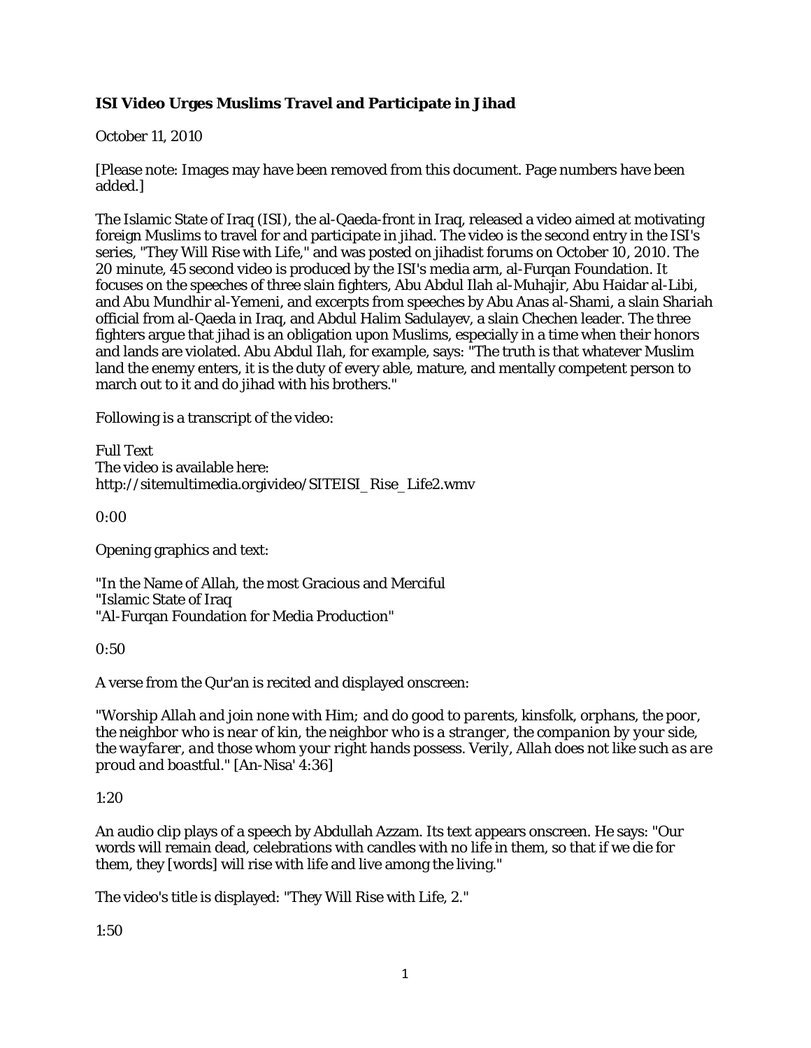**ISI Video Urges Muslims Travel and Participate in Jihad**

October 11, 2010

[Please note: Images may have been removed from this document. Page numbers have been added.]

The Islamic State of Iraq (ISI), the al-Qaeda-front in Iraq, released a video aimed at motivating foreign Muslims to travel for and participate in jihad. The video is the second entry in the ISI's series, "They Will Rise with Life," and was posted on jihadist forums on October 10, 2010. The 20 minute, 45 second video is produced by the ISI's media arm, al-Furqan Foundation. It focuses on the speeches of three slain fighters, Abu Abdul Ilah al-Muhajir, Abu Haidar al-Libi, and Abu Mundhir al-Yemeni, and excerpts from speeches by Abu Anas al-Shami, a slain Shariah official from al-Qaeda in Iraq, and Abdul Halim Sadulayev, a slain Chechen leader. The three fighters argue that jihad is an obligation upon Muslims, especially in a time when their honors and lands are violated. Abu Abdul Ilah, for example, says: "The truth is that whatever Muslim land the enemy enters, it is the duty of every able, mature, and mentally competent person to march out to it and do jihad with his brothers."

Following is a transcript of the video:

Full Text
The video is available here:
http://sitemultimedia.orgivideo/SITEISI_Rise_Life2.wmv

0:00

Opening graphics and text:

"In the Name of Allah, the most Gracious and Merciful
"Islamic State of Iraq
"Al-Furqan Foundation for Media Production"

0:50

A verse from the Qur'an is recited and displayed onscreen:

*"Worship Allah and join none with Him; and do good to parents, kinsfolk, orphans, the poor, the neighbor who is near of kin, the neighbor who is a stranger, the companion by your side, the wayfarer, and those whom your right hands possess. Verily, Allah does not like such as are proud and boastful."* [An-Nisa' 4:36]

1:20

An audio clip plays of a speech by Abdullah Azzam. Its text appears onscreen. He says: "Our words will remain dead, celebrations with candles with no life in them, so that if we die for them, they [words] will rise with life and live among the living."

The video's title is displayed: "They Will Rise with Life, 2."

1:50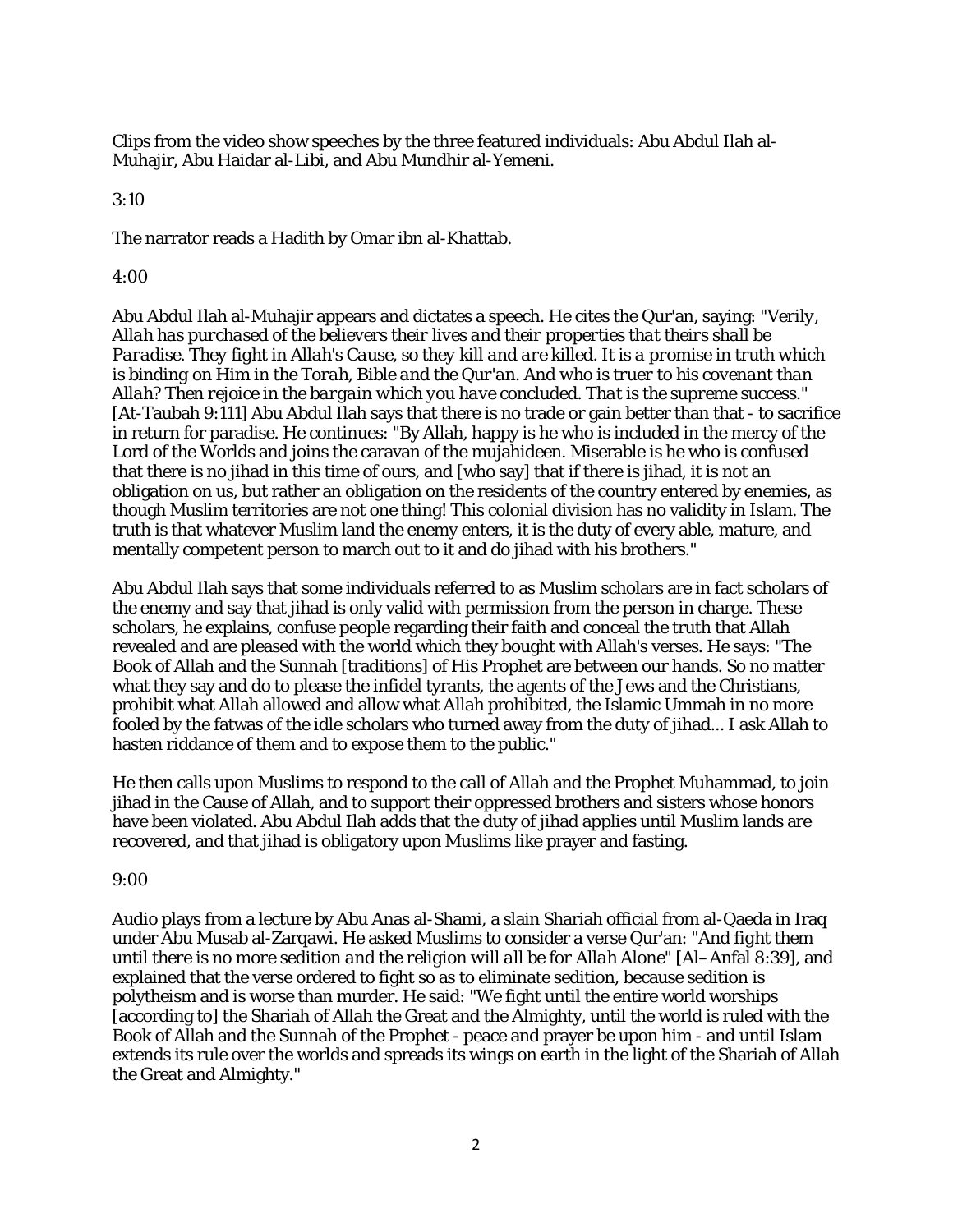Clips from the video show speeches by the three featured individuals: Abu Abdul Ilah al-Muhajir, Abu Haidar al-Libi, and Abu Mundhir al-Yemeni.

3:10

The narrator reads a Hadith by Omar ibn al-Khattab.

4:00

Abu Abdul Ilah al-Muhajir appears and dictates a speech. He cites the Qur'an, saying: "*Verily, Allah has purchased of the believers their lives and their properties that theirs shall be Paradise. They fight in Allah's Cause, so they kill and are killed. It is a promise in truth which is binding on Him in the Torah, Bible and the Qur'an. And who is truer to his covenant than Allah? Then rejoice in the bargain which you have concluded. That is the supreme success.*" [At-Taubah 9:111] Abu Abdul Ilah says that there is no trade or gain better than that - to sacrifice in return for paradise. He continues: "By Allah, happy is he who is included in the mercy of the Lord of the Worlds and joins the caravan of the mujahideen. Miserable is he who is confused that there is no jihad in this time of ours, and [who say] that if there is jihad, it is not an obligation on us, but rather an obligation on the residents of the country entered by enemies, as though Muslim territories are not one thing! This colonial division has no validity in Islam. The truth is that whatever Muslim land the enemy enters, it is the duty of every able, mature, and mentally competent person to march out to it and do jihad with his brothers."

Abu Abdul Ilah says that some individuals referred to as Muslim scholars are in fact scholars of the enemy and say that jihad is only valid with permission from the person in charge. These scholars, he explains, confuse people regarding their faith and conceal the truth that Allah revealed and are pleased with the world which they bought with Allah's verses. He says: "The Book of Allah and the Sunnah [traditions] of His Prophet are between our hands. So no matter what they say and do to please the infidel tyrants, the agents of the Jews and the Christians, prohibit what Allah allowed and allow what Allah prohibited, the Islamic Ummah in no more fooled by the fatwas of the idle scholars who turned away from the duty of jihad... I ask Allah to hasten riddance of them and to expose them to the public."

He then calls upon Muslims to respond to the call of Allah and the Prophet Muhammad, to join jihad in the Cause of Allah, and to support their oppressed brothers and sisters whose honors have been violated. Abu Abdul Ilah adds that the duty of jihad applies until Muslim lands are recovered, and that jihad is obligatory upon Muslims like prayer and fasting.

9:00

Audio plays from a lecture by Abu Anas al-Shami, a slain Shariah official from al-Qaeda in Iraq under Abu Musab al-Zarqawi. He asked Muslims to consider a verse Qur'an: "*And fight them until there is no more sedition and the religion will all be for Allah Alone*" [Al–Anfal 8:39], and explained that the verse ordered to fight so as to eliminate sedition, because sedition is polytheism and is worse than murder. He said: "We fight until the entire world worships [according to] the Shariah of Allah the Great and the Almighty, until the world is ruled with the Book of Allah and the Sunnah of the Prophet - peace and prayer be upon him - and until Islam extends its rule over the worlds and spreads its wings on earth in the light of the Shariah of Allah the Great and Almighty."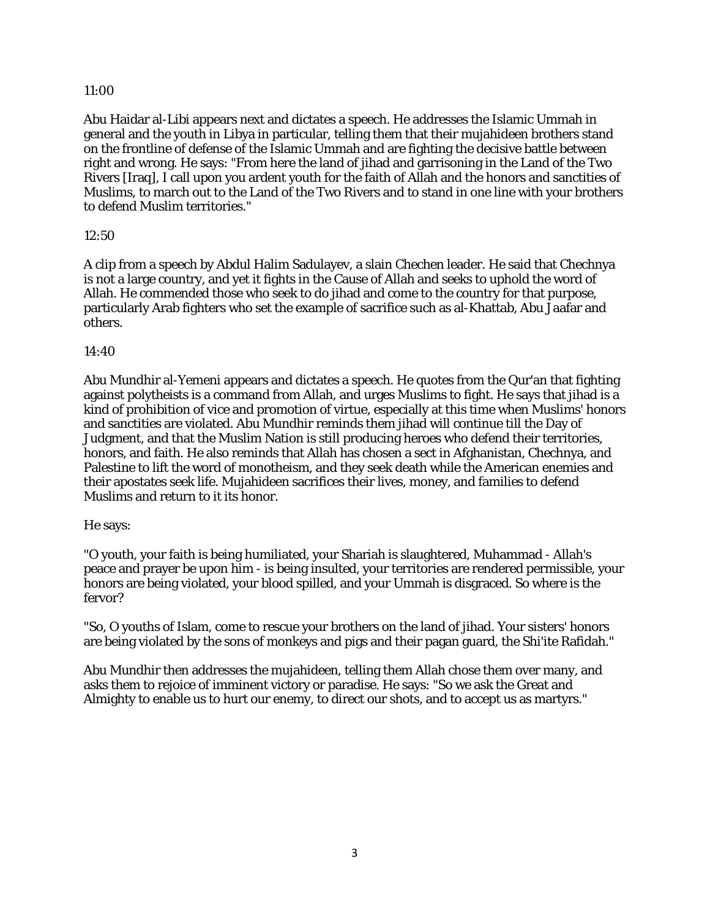11:00

Abu Haidar al-Libi appears next and dictates a speech. He addresses the Islamic Ummah in general and the youth in Libya in particular, telling them that their mujahideen brothers stand on the frontline of defense of the Islamic Ummah and are fighting the decisive battle between right and wrong. He says: "From here the land of jihad and garrisoning in the Land of the Two Rivers [Iraq], I call upon you ardent youth for the faith of Allah and the honors and sanctities of Muslims, to march out to the Land of the Two Rivers and to stand in one line with your brothers to defend Muslim territories."

12:50

A clip from a speech by Abdul Halim Sadulayev, a slain Chechen leader. He said that Chechnya is not a large country, and yet it fights in the Cause of Allah and seeks to uphold the word of Allah. He commended those who seek to do jihad and come to the country for that purpose, particularly Arab fighters who set the example of sacrifice such as al-Khattab, Abu Jaafar and others.

14:40

Abu Mundhir al-Yemeni appears and dictates a speech. He quotes from the Qur'an that fighting against polytheists is a command from Allah, and urges Muslims to fight. He says that jihad is a kind of prohibition of vice and promotion of virtue, especially at this time when Muslims' honors and sanctities are violated. Abu Mundhir reminds them jihad will continue till the Day of Judgment, and that the Muslim Nation is still producing heroes who defend their territories, honors, and faith. He also reminds that Allah has chosen a sect in Afghanistan, Chechnya, and Palestine to lift the word of monotheism, and they seek death while the American enemies and their apostates seek life. Mujahideen sacrifices their lives, money, and families to defend Muslims and return to it its honor.

He says:

"O youth, your faith is being humiliated, your Shariah is slaughtered, Muhammad - Allah's peace and prayer be upon him - is being insulted, your territories are rendered permissible, your honors are being violated, your blood spilled, and your Ummah is disgraced. So where is the fervor?

"So, O youths of Islam, come to rescue your brothers on the land of jihad. Your sisters' honors are being violated by the sons of monkeys and pigs and their pagan guard, the Shi'ite Rafidah."

Abu Mundhir then addresses the mujahideen, telling them Allah chose them over many, and asks them to rejoice of imminent victory or paradise. He says: "So we ask the Great and Almighty to enable us to hurt our enemy, to direct our shots, and to accept us as martyrs."